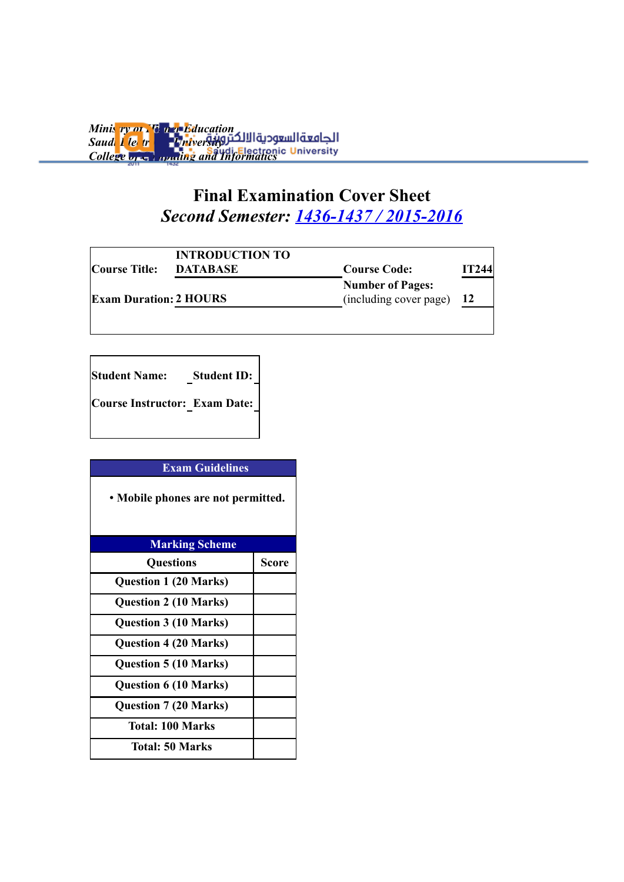Ministry of Higher Education
Saudi Electronic University
College of Computing and Informatics

الجامعة السعودية الالكترونية
Saudi Electronic University

# Final Examination Cover Sheet

## *Second Semester: 1436-1437 / 2015-2016*

| | | | |
|---|---|---|---|
| **Course Title:** | **INTRODUCTION TO DATABASE** | **Course Code:** | **IT244** |
| **Exam Duration:** | **2 HOURS** | **Number of Pages:** (including cover page) | **12** |

| | |
|---|---|
| **Student Name:** | **Student ID:** |
| **Course Instructor:** | **Exam Date:** |

**Exam Guidelines**

- **Mobile phones are not permitted.**

**Marking Scheme**

| Questions | Score |
|---|---|
| Question 1 (20 Marks) | |
| Question 2 (10 Marks) | |
| Question 3 (10 Marks) | |
| Question 4 (20 Marks) | |
| Question 5 (10 Marks) | |
| Question 6 (10 Marks) | |
| Question 7 (20 Marks) | |
| Total: 100 Marks | |
| Total: 50 Marks | |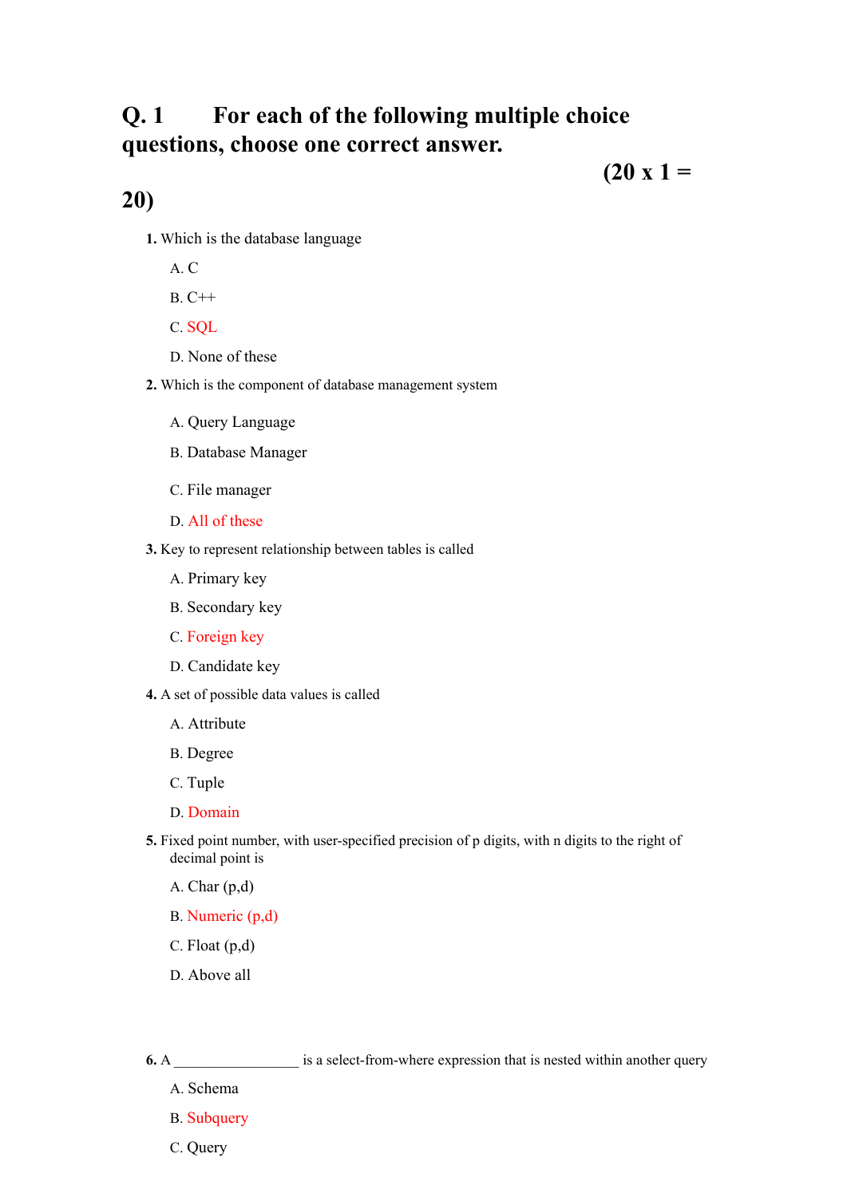## Q. 1 For each of the following multiple choice questions, choose one correct answer.

**(20 x 1 = 20)**

**1.** Which is the database language

A. C

B. C++

C. SQL

D. None of these

**2.** Which is the component of database management system

A. Query Language

B. Database Manager

C. File manager

D. All of these

**3.** Key to represent relationship between tables is called

A. Primary key

B. Secondary key

C. Foreign key

D. Candidate key

**4.** A set of possible data values is called

A. Attribute

B. Degree

C. Tuple

D. Domain

**5.** Fixed point number, with user-specified precision of p digits, with n digits to the right of decimal point is

A. Char (p,d)

B. Numeric (p,d)

C. Float (p,d)

D. Above all

**6.** A ________________ is a select-from-where expression that is nested within another query

A. Schema

B. Subquery

C. Query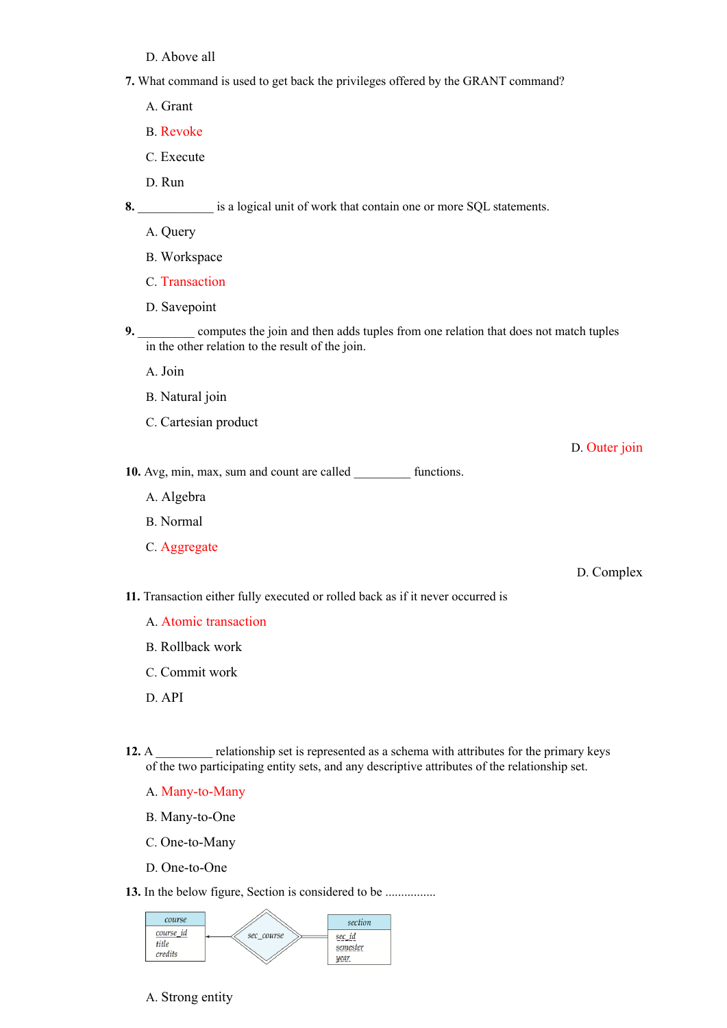D. Above all

**7.** What command is used to get back the privileges offered by the GRANT command?

A. Grant

B. Revoke

C. Execute

D. Run

**8.** ____________ is a logical unit of work that contain one or more SQL statements.

A. Query

B. Workspace

C. Transaction

D. Savepoint

**9.** _________ computes the join and then adds tuples from one relation that does not match tuples in the other relation to the result of the join.

A. Join

B. Natural join

C. Cartesian product

D. Outer join

**10.** Avg, min, max, sum and count are called _________ functions.

A. Algebra

B. Normal

C. Aggregate

D. Complex

**11.** Transaction either fully executed or rolled back as if it never occurred is

A. Atomic transaction

B. Rollback work

C. Commit work

D. API

**12.** A _________ relationship set is represented as a schema with attributes for the primary keys of the two participating entity sets, and any descriptive attributes of the relationship set.

A. Many-to-Many

B. Many-to-One

C. One-to-Many

D. One-to-One

**13.** In the below figure, Section is considered to be ................

course: course_id, title, credits — sec_course — section: sec_id, semester, year

A. Strong entity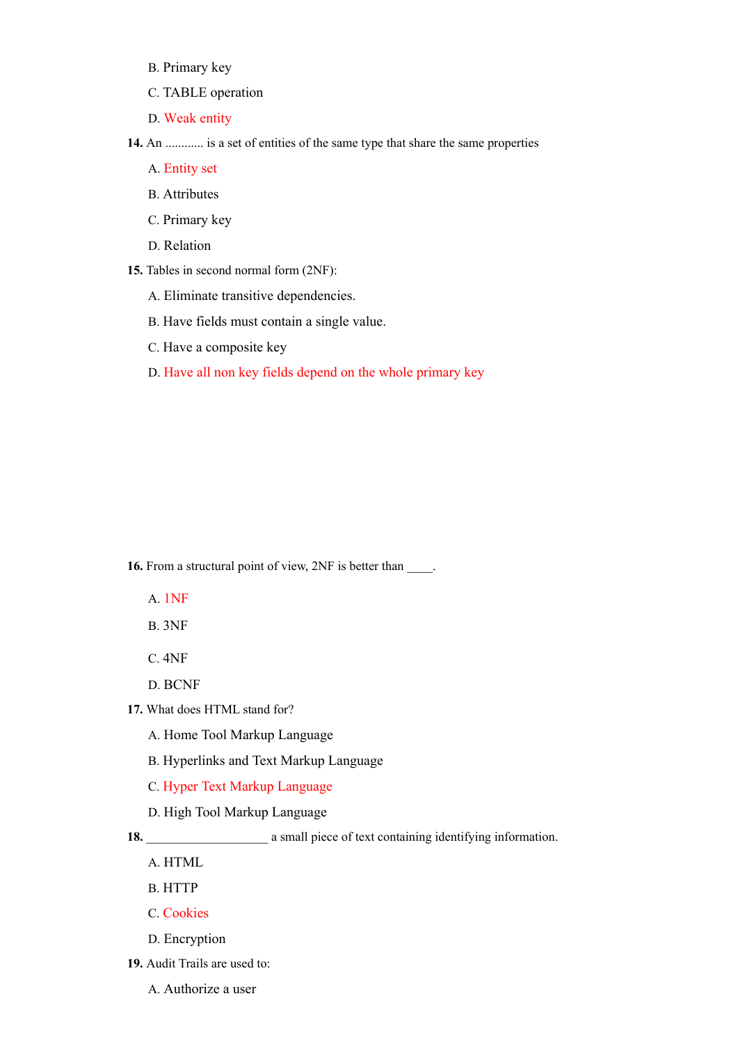B. Primary key

C. TABLE operation

D. Weak entity

**14.** An ........... is a set of entities of the same type that share the same properties

A. Entity set

B. Attributes

C. Primary key

D. Relation

**15.** Tables in second normal form (2NF):

A. Eliminate transitive dependencies.

B. Have fields must contain a single value.

C. Have a composite key

D. Have all non key fields depend on the whole primary key

**16.** From a structural point of view, 2NF is better than ____.

A. 1NF

B. 3NF

C. 4NF

D. BCNF

**17.** What does HTML stand for?

A. Home Tool Markup Language

B. Hyperlinks and Text Markup Language

C. Hyper Text Markup Language

D. High Tool Markup Language

**18.** __________________ a small piece of text containing identifying information.

A. HTML

B. HTTP

C. Cookies

D. Encryption

**19.** Audit Trails are used to:

A. Authorize a user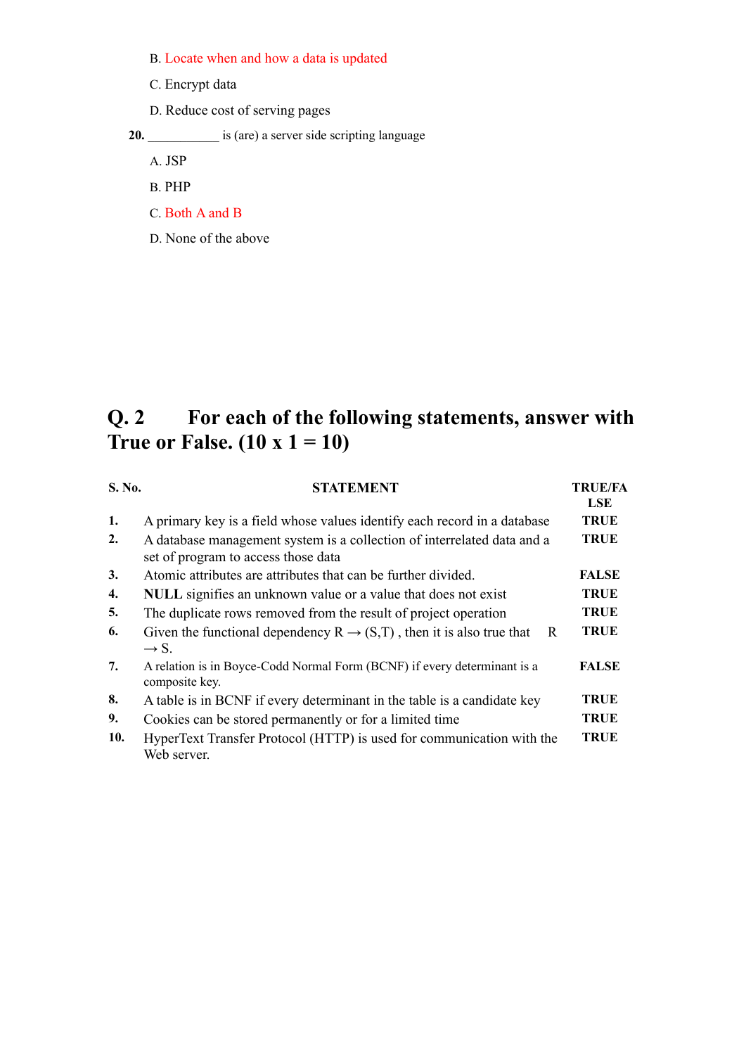B. Locate when and how a data is updated

C. Encrypt data

D. Reduce cost of serving pages

**20.** ___________ is (are) a server side scripting language

A. JSP

B. PHP

C. Both A and B

D. None of the above

## Q. 2 For each of the following statements, answer with True or False. (10 x 1 = 10)

| S. No. | STATEMENT | TRUE/FALSE |
|---|---|---|
| **1.** | A primary key is a field whose values identify each record in a database | **TRUE** |
| **2.** | A database management system is a collection of interrelated data and a set of program to access those data | **TRUE** |
| **3.** | Atomic attributes are attributes that can be further divided. | **FALSE** |
| **4.** | **NULL** signifies an unknown value or a value that does not exist | **TRUE** |
| **5.** | The duplicate rows removed from the result of project operation | **TRUE** |
| **6.** | Given the functional dependency R → (S,T) , then it is also true that R → S. | **TRUE** |
| **7.** | A relation is in Boyce-Codd Normal Form (BCNF) if every determinant is a composite key. | **FALSE** |
| **8.** | A table is in BCNF if every determinant in the table is a candidate key | **TRUE** |
| **9.** | Cookies can be stored permanently or for a limited time | **TRUE** |
| **10.** | HyperText Transfer Protocol (HTTP) is used for communication with the Web server. | **TRUE** |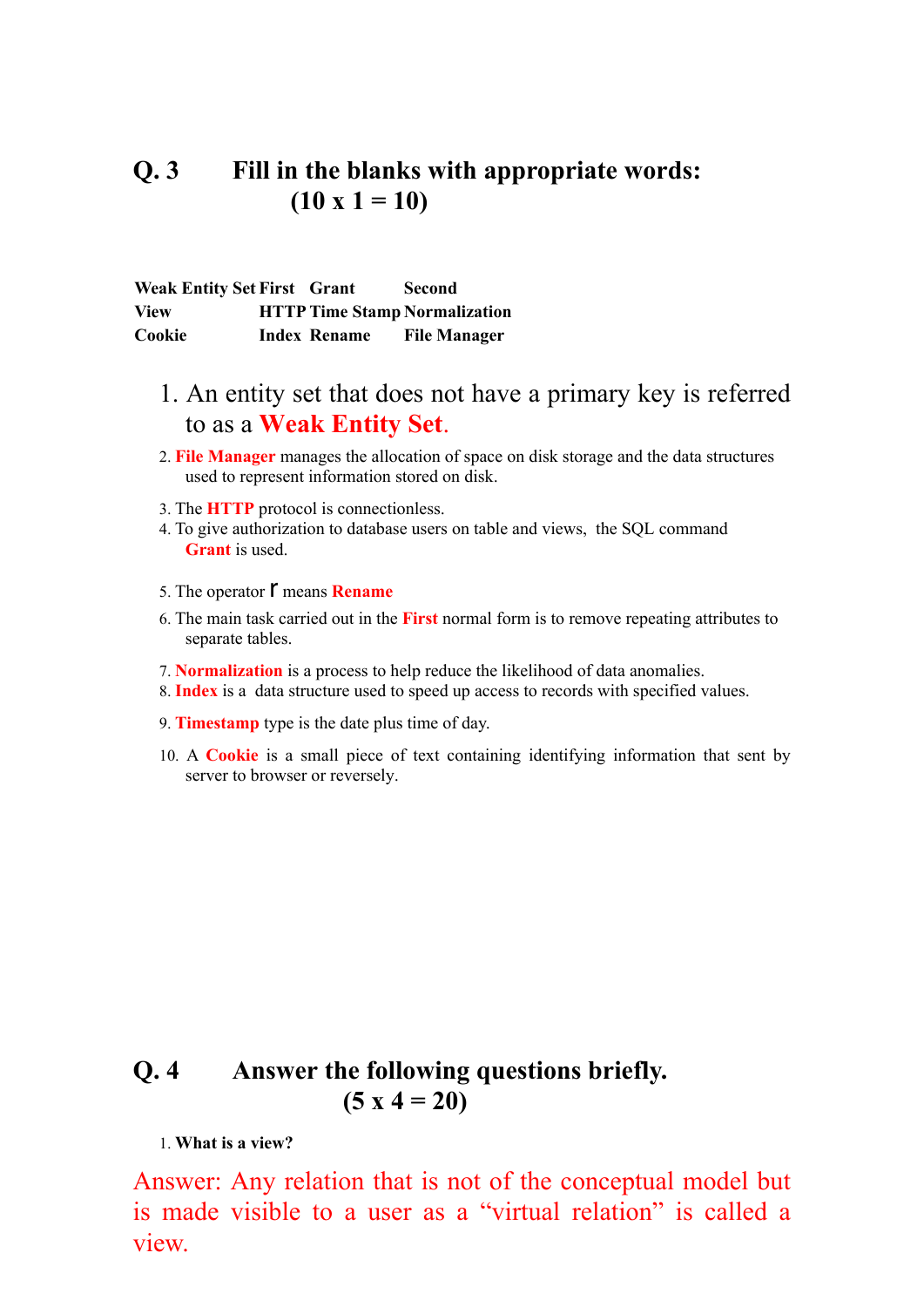## Q. 3 Fill in the blanks with appropriate words: (10 x 1 = 10)

| | | | |
|---|---|---|---|
| **Weak Entity Set** | **First** | **Grant** | **Second** |
| **View** | **HTTP** | **Time Stamp** | **Normalization** |
| **Cookie** | **Index** | **Rename** | **File Manager** |

1. An entity set that does not have a primary key is referred to as a **Weak Entity Set**.
2. **File Manager** manages the allocation of space on disk storage and the data structures used to represent information stored on disk.
3. The **HTTP** protocol is connectionless.
4. To give authorization to database users on table and views, the SQL command **Grant** is used.
5. The operator r means **Rename**
6. The main task carried out in the **First** normal form is to remove repeating attributes to separate tables.
7. **Normalization** is a process to help reduce the likelihood of data anomalies.
8. **Index** is a data structure used to speed up access to records with specified values.
9. **Timestamp** type is the date plus time of day.
10. A **Cookie** is a small piece of text containing identifying information that sent by server to browser or reversely.

## Q. 4 Answer the following questions briefly. (5 x 4 = 20)

1. **What is a view?**

Answer: Any relation that is not of the conceptual model but is made visible to a user as a "virtual relation" is called a view.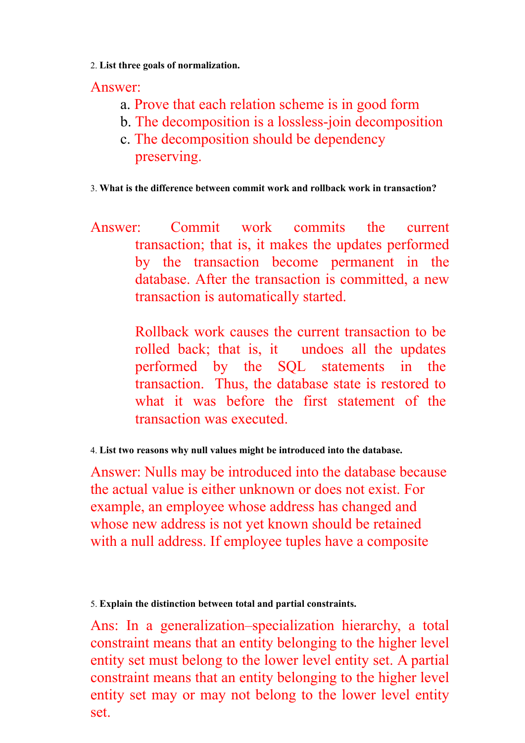2. **List three goals of normalization.**

Answer:

a. Prove that each relation scheme is in good form
b. The decomposition is a lossless-join decomposition
c. The decomposition should be dependency preserving.

3. **What is the difference between commit work and rollback work in transaction?**

Answer: Commit work commits the current transaction; that is, it makes the updates performed by the transaction become permanent in the database. After the transaction is committed, a new transaction is automatically started.

Rollback work causes the current transaction to be rolled back; that is, it undoes all the updates performed by the SQL statements in the transaction. Thus, the database state is restored to what it was before the first statement of the transaction was executed.

4. **List two reasons why null values might be introduced into the database.**

Answer: Nulls may be introduced into the database because the actual value is either unknown or does not exist. For example, an employee whose address has changed and whose new address is not yet known should be retained with a null address. If employee tuples have a composite

5. **Explain the distinction between total and partial constraints.**

Ans: In a generalization–specialization hierarchy, a total constraint means that an entity belonging to the higher level entity set must belong to the lower level entity set. A partial constraint means that an entity belonging to the higher level entity set may or may not belong to the lower level entity set.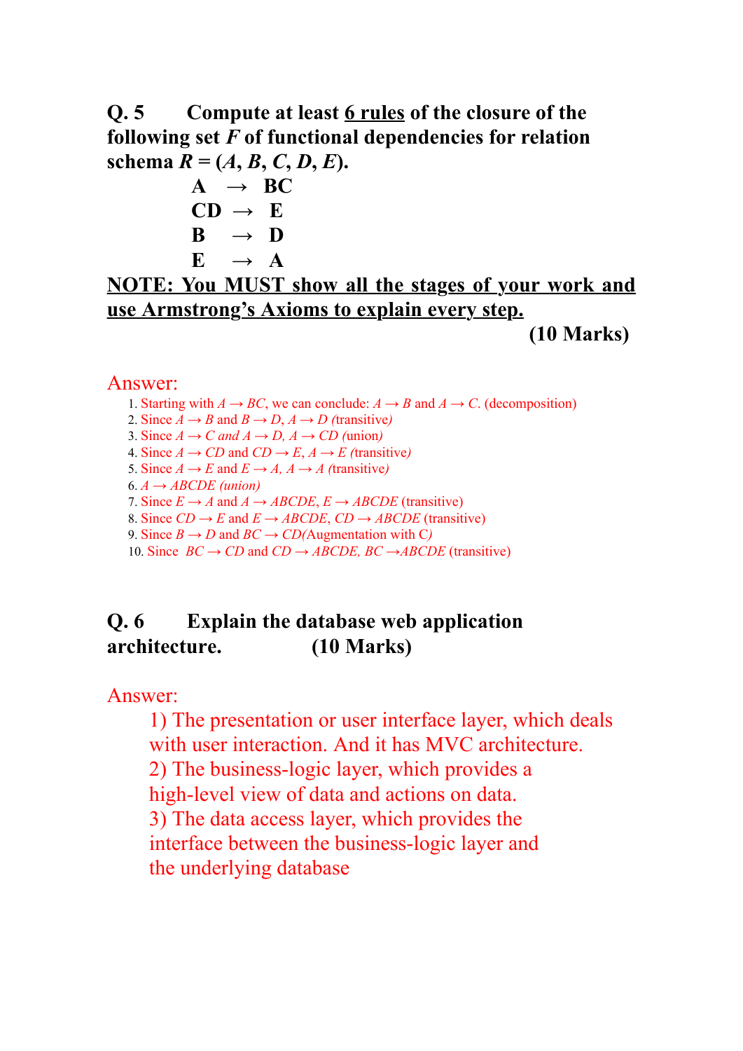**Q. 5 Compute at least <u>6 rules</u> of the closure of the following set *F* of functional dependencies for relation schema *R* = (*A*, *B*, *C*, *D*, *E*).**

$$A \rightarrow BC$$
$$CD \rightarrow E$$
$$B \rightarrow D$$
$$E \rightarrow A$$

**<u>NOTE: You MUST show all the stages of your work and use Armstrong's Axioms to explain every step.</u>**

**(10 Marks)**

Answer:

1. Starting with $A \rightarrow BC$, we can conclude: $A \rightarrow B$ and $A \rightarrow C$. (decomposition)
2. Since $A \rightarrow B$ and $B \rightarrow D$, $A \rightarrow D$ (transitive)
3. Since $A \rightarrow C$ and $A \rightarrow D$, $A \rightarrow CD$ (union)
4. Since $A \rightarrow CD$ and $CD \rightarrow E$, $A \rightarrow E$ (transitive)
5. Since $A \rightarrow E$ and $E \rightarrow A$, $A \rightarrow A$ (transitive)
6. $A \rightarrow ABCDE$ (union)
7. Since $E \rightarrow A$ and $A \rightarrow ABCDE$, $E \rightarrow ABCDE$ (transitive)
8. Since $CD \rightarrow E$ and $E \rightarrow ABCDE$, $CD \rightarrow ABCDE$ (transitive)
9. Since $B \rightarrow D$ and $BC \rightarrow CD$(Augmentation with C)
10. Since $BC \rightarrow CD$ and $CD \rightarrow ABCDE$, $BC \rightarrow ABCDE$ (transitive)

**Q. 6 Explain the database web application architecture. (10 Marks)**

Answer:

1) The presentation or user interface layer, which deals with user interaction. And it has MVC architecture.
2) The business-logic layer, which provides a high-level view of data and actions on data.
3) The data access layer, which provides the interface between the business-logic layer and the underlying database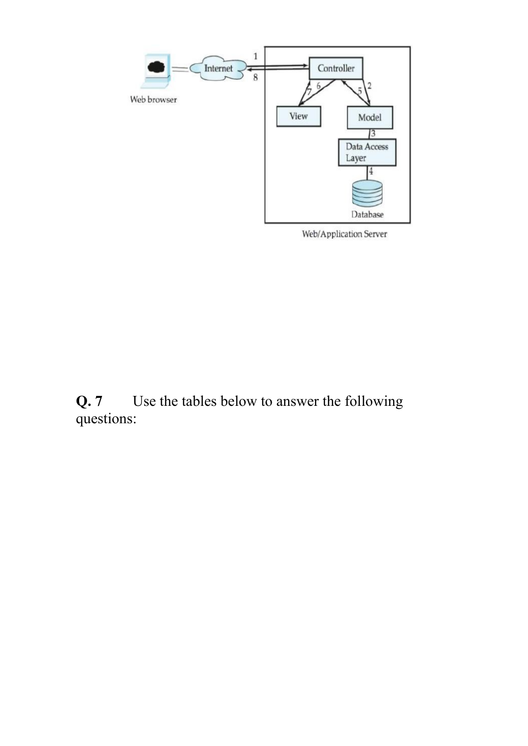**Q. 7** Use the tables below to answer the following questions: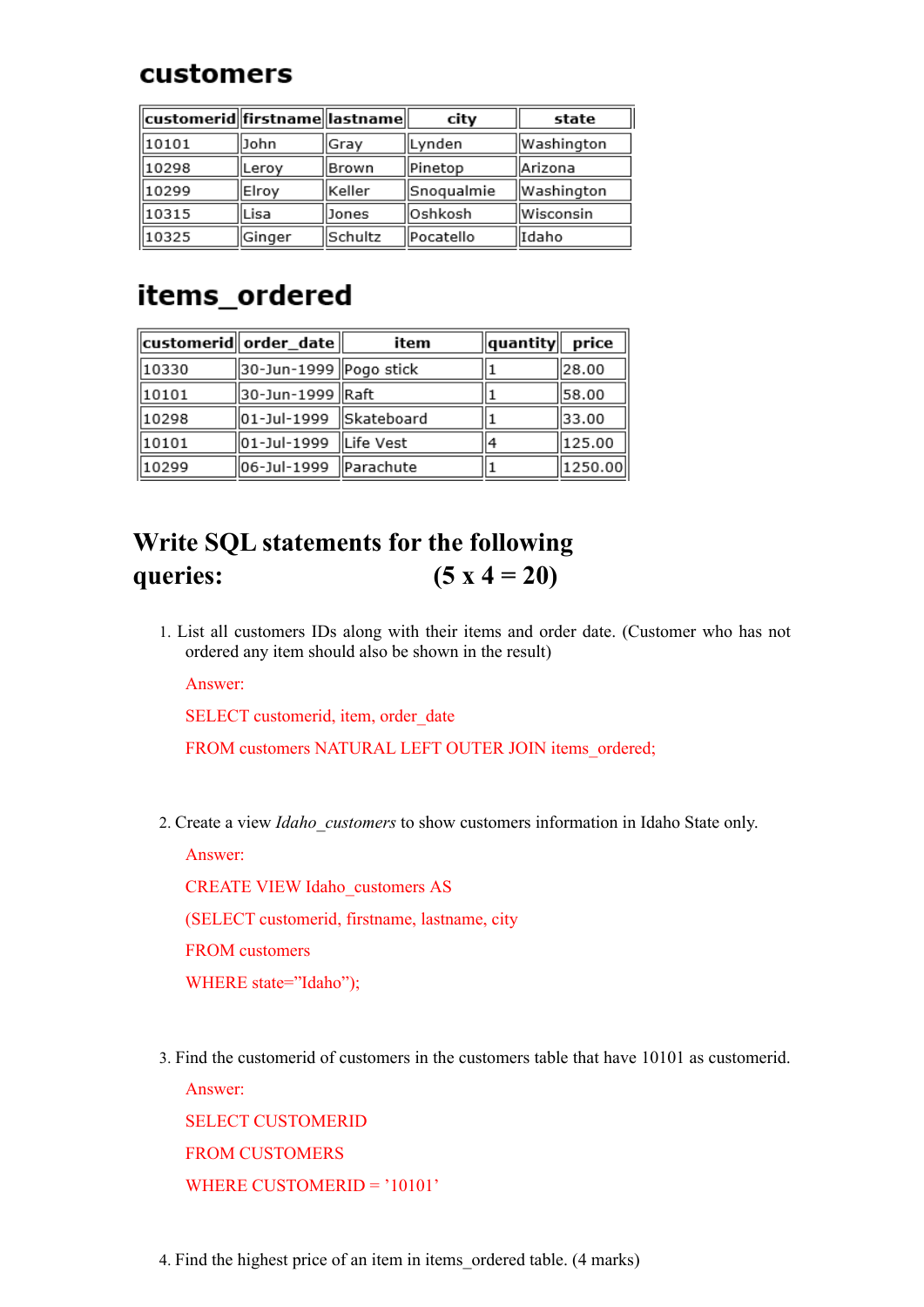## customers

| customerid | firstname | lastname | city | state |
|---|---|---|---|---|
| 10101 | John | Gray | Lynden | Washington |
| 10298 | Leroy | Brown | Pinetop | Arizona |
| 10299 | Elroy | Keller | Snoqualmie | Washington |
| 10315 | Lisa | Jones | Oshkosh | Wisconsin |
| 10325 | Ginger | Schultz | Pocatello | Idaho |

## items_ordered

| customerid | order_date | item | quantity | price |
|---|---|---|---|---|
| 10330 | 30-Jun-1999 | Pogo stick | 1 | 28.00 |
| 10101 | 30-Jun-1999 | Raft | 1 | 58.00 |
| 10298 | 01-Jul-1999 | Skateboard | 1 | 33.00 |
| 10101 | 01-Jul-1999 | Life Vest | 4 | 125.00 |
| 10299 | 06-Jul-1999 | Parachute | 1 | 1250.00 |

## Write SQL statements for the following queries: (5 x 4 = 20)

1. List all customers IDs along with their items and order date. (Customer who has not ordered any item should also be shown in the result)

   Answer:

   SELECT customerid, item, order_date

   FROM customers NATURAL LEFT OUTER JOIN items_ordered;

2. Create a view *Idaho_customers* to show customers information in Idaho State only.

   Answer:

   CREATE VIEW Idaho_customers AS

   (SELECT customerid, firstname, lastname, city

   FROM customers

   WHERE state="Idaho");

3. Find the customerid of customers in the customers table that have 10101 as customerid.

   Answer:

   SELECT CUSTOMERID

   FROM CUSTOMERS

   WHERE CUSTOMERID = '10101'

4. Find the highest price of an item in items_ordered table. (4 marks)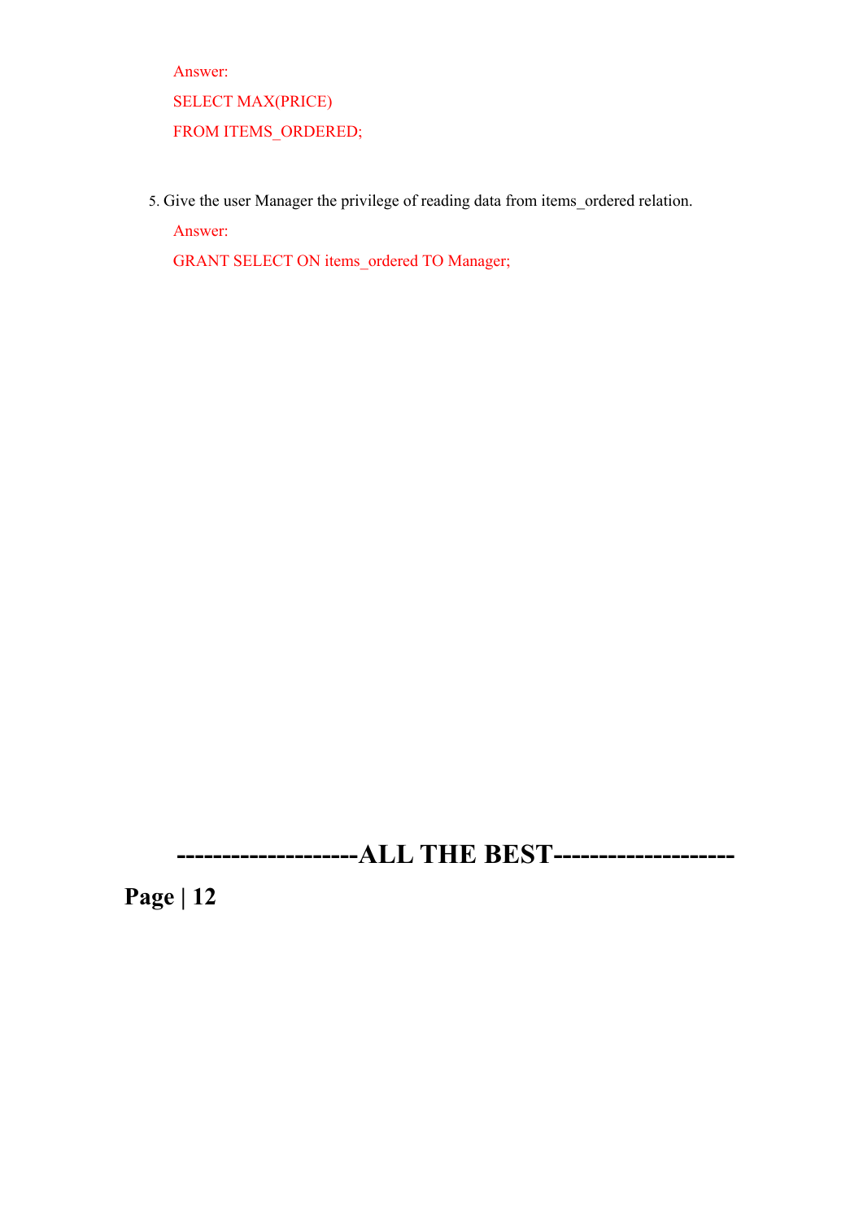Answer:

```
SELECT MAX(PRICE)
FROM ITEMS_ORDERED;
```

5. Give the user Manager the privilege of reading data from items_ordered relation.

Answer:

```
GRANT SELECT ON items_ordered TO Manager;
```

**--------------------ALL THE BEST--------------------**